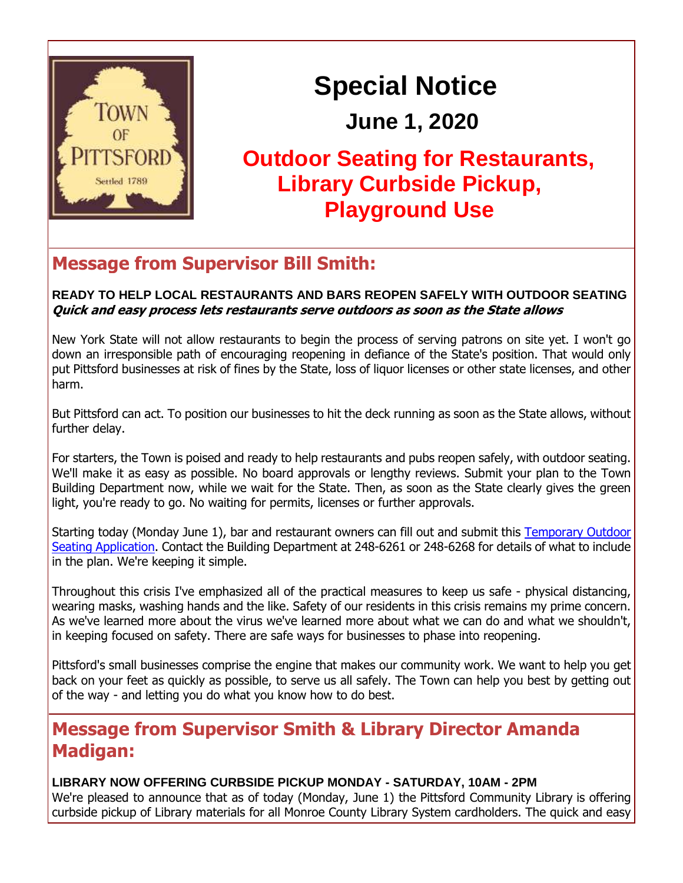# Special Notice

## June 1, 2020

## Outdoor Seating for Restaurants, Library Curbside Pickup, Playground Use

## Message from Supervisor Bill Smith:

**READY TO HELP LOCAL RESTAURANTS AND BARS REOPEN SAFELY WITH OUTDOOR SEATING**
***Quick and easy process lets restaurants serve outdoors as soon as the State allows***

New York State will not allow restaurants to begin the process of serving patrons on site yet. I won't go down an irresponsible path of encouraging reopening in defiance of the State's position. That would only put Pittsford businesses at risk of fines by the State, loss of liquor licenses or other state licenses, and other harm.

But Pittsford can act. To position our businesses to hit the deck running as soon as the State allows, without further delay.

For starters, the Town is poised and ready to help restaurants and pubs reopen safely, with outdoor seating. We'll make it as easy as possible. No board approvals or lengthy reviews. Submit your plan to the Town Building Department now, while we wait for the State. Then, as soon as the State clearly gives the green light, you're ready to go. No waiting for permits, licenses or further approvals.

Starting today (Monday June 1), bar and restaurant owners can fill out and submit this Temporary Outdoor Seating Application. Contact the Building Department at 248-6261 or 248-6268 for details of what to include in the plan. We're keeping it simple.

Throughout this crisis I've emphasized all of the practical measures to keep us safe - physical distancing, wearing masks, washing hands and the like. Safety of our residents in this crisis remains my prime concern. As we've learned more about the virus we've learned more about what we can do and what we shouldn't, in keeping focused on safety. There are safe ways for businesses to phase into reopening.

Pittsford's small businesses comprise the engine that makes our community work. We want to help you get back on your feet as quickly as possible, to serve us all safely. The Town can help you best by getting out of the way - and letting you do what you know how to do best.

## Message from Supervisor Smith & Library Director Amanda Madigan:

**LIBRARY NOW OFFERING CURBSIDE PICKUP MONDAY - SATURDAY, 10AM - 2PM**
We're pleased to announce that as of today (Monday, June 1) the Pittsford Community Library is offering curbside pickup of Library materials for all Monroe County Library System cardholders. The quick and easy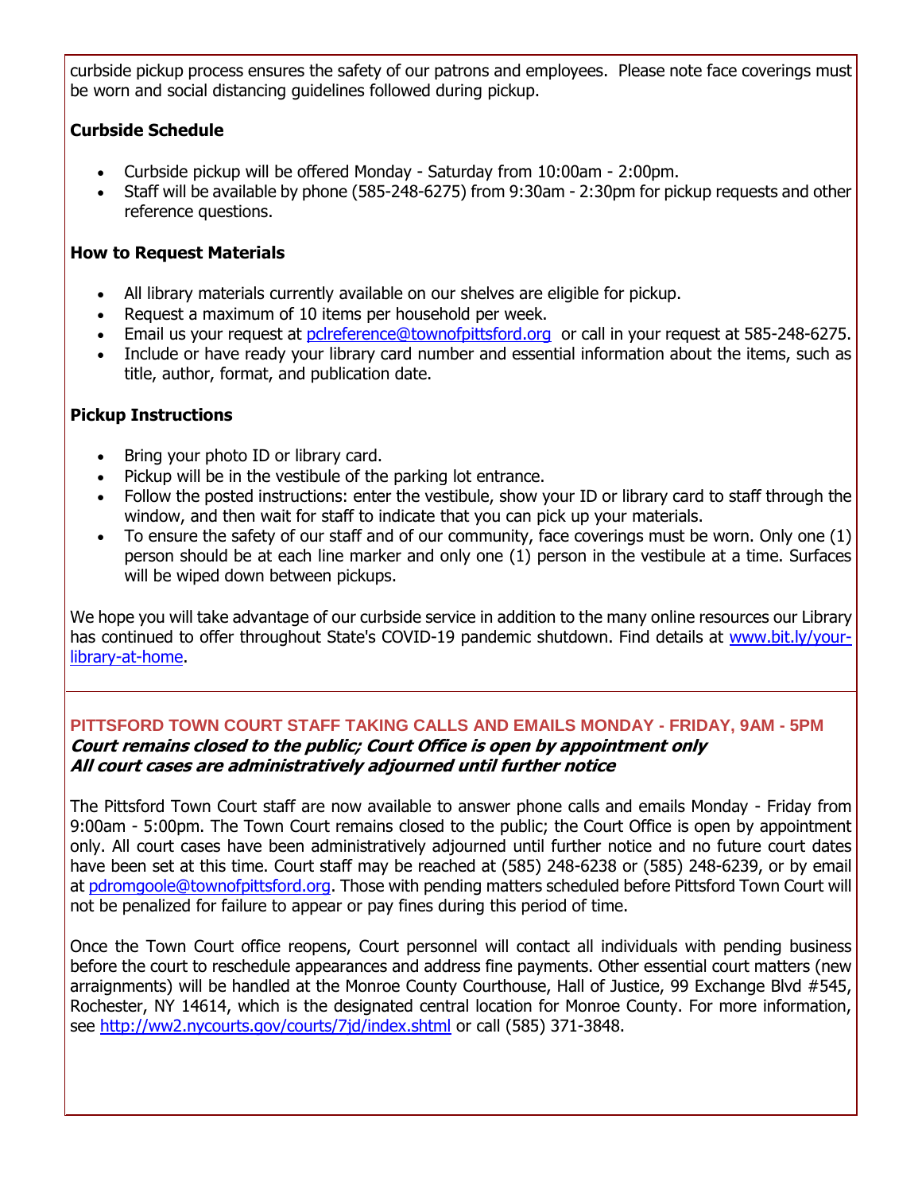curbside pickup process ensures the safety of our patrons and employees. Please note face coverings must be worn and social distancing guidelines followed during pickup.

**Curbside Schedule**

- Curbside pickup will be offered Monday - Saturday from 10:00am - 2:00pm.
- Staff will be available by phone (585-248-6275) from 9:30am - 2:30pm for pickup requests and other reference questions.

**How to Request Materials**

- All library materials currently available on our shelves are eligible for pickup.
- Request a maximum of 10 items per household per week.
- Email us your request at pclreference@townofpittsford.org or call in your request at 585-248-6275.
- Include or have ready your library card number and essential information about the items, such as title, author, format, and publication date.

**Pickup Instructions**

- Bring your photo ID or library card.
- Pickup will be in the vestibule of the parking lot entrance.
- Follow the posted instructions: enter the vestibule, show your ID or library card to staff through the window, and then wait for staff to indicate that you can pick up your materials.
- To ensure the safety of our staff and of our community, face coverings must be worn. Only one (1) person should be at each line marker and only one (1) person in the vestibule at a time. Surfaces will be wiped down between pickups.

We hope you will take advantage of our curbside service in addition to the many online resources our Library has continued to offer throughout State's COVID-19 pandemic shutdown. Find details at www.bit.ly/your-library-at-home.

---

## PITTSFORD TOWN COURT STAFF TAKING CALLS AND EMAILS MONDAY - FRIDAY, 9AM - 5PM

***Court remains closed to the public; Court Office is open by appointment only***
***All court cases are administratively adjourned until further notice***

The Pittsford Town Court staff are now available to answer phone calls and emails Monday - Friday from 9:00am - 5:00pm. The Town Court remains closed to the public; the Court Office is open by appointment only. All court cases have been administratively adjourned until further notice and no future court dates have been set at this time. Court staff may be reached at (585) 248-6238 or (585) 248-6239, or by email at pdromgoole@townofpittsford.org. Those with pending matters scheduled before Pittsford Town Court will not be penalized for failure to appear or pay fines during this period of time.

Once the Town Court office reopens, Court personnel will contact all individuals with pending business before the court to reschedule appearances and address fine payments. Other essential court matters (new arraignments) will be handled at the Monroe County Courthouse, Hall of Justice, 99 Exchange Blvd #545, Rochester, NY 14614, which is the designated central location for Monroe County. For more information, see http://ww2.nycourts.gov/courts/7jd/index.shtml or call (585) 371-3848.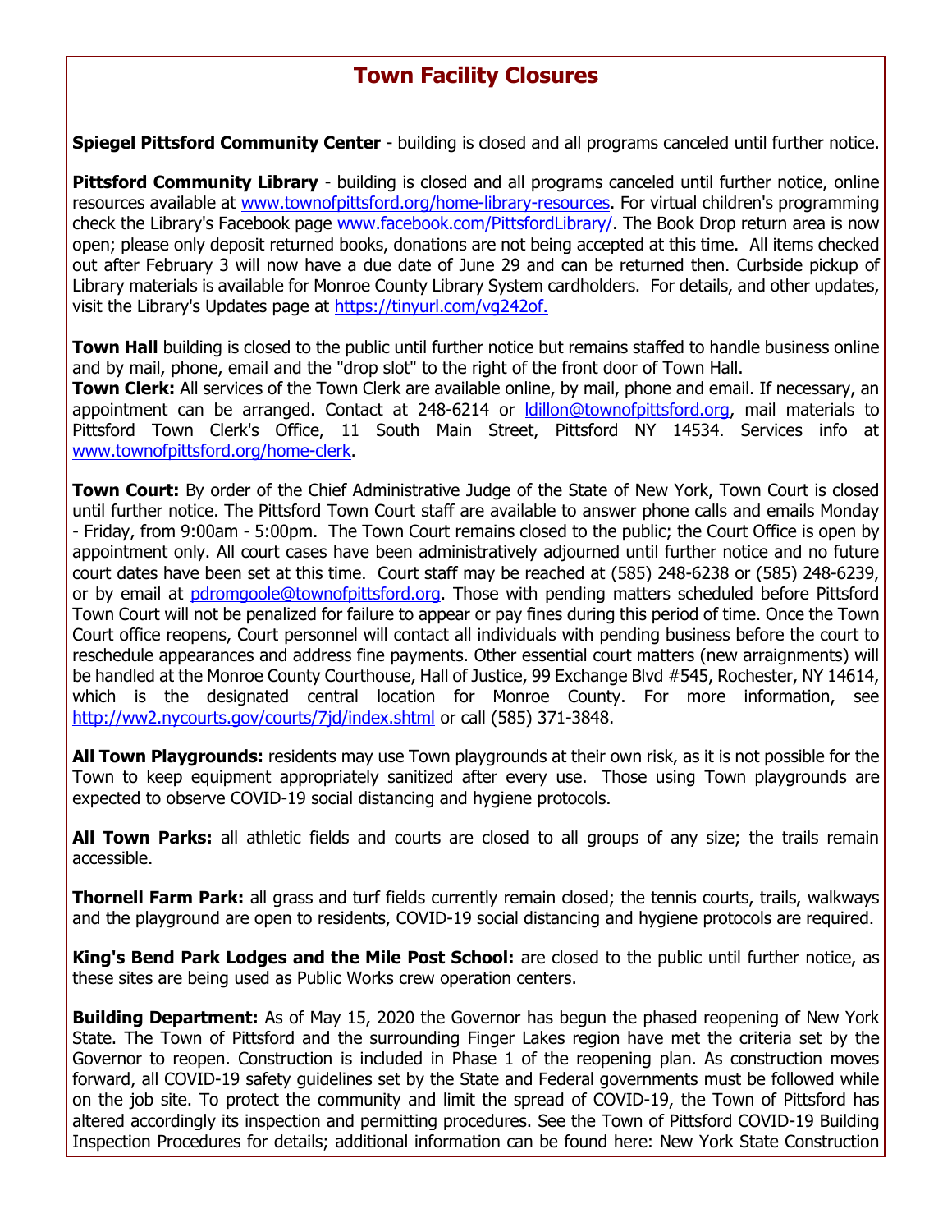## Town Facility Closures

**Spiegel Pittsford Community Center** - building is closed and all programs canceled until further notice.

**Pittsford Community Library** - building is closed and all programs canceled until further notice, online resources available at www.townofpittsford.org/home-library-resources. For virtual children's programming check the Library's Facebook page www.facebook.com/PittsfordLibrary/. The Book Drop return area is now open; please only deposit returned books, donations are not being accepted at this time. All items checked out after February 3 will now have a due date of June 29 and can be returned then. Curbside pickup of Library materials is available for Monroe County Library System cardholders. For details, and other updates, visit the Library's Updates page at https://tinyurl.com/vg242of.

**Town Hall** building is closed to the public until further notice but remains staffed to handle business online and by mail, phone, email and the "drop slot" to the right of the front door of Town Hall.
**Town Clerk:** All services of the Town Clerk are available online, by mail, phone and email. If necessary, an appointment can be arranged. Contact at 248-6214 or ldillon@townofpittsford.org, mail materials to Pittsford Town Clerk's Office, 11 South Main Street, Pittsford NY 14534. Services info at www.townofpittsford.org/home-clerk.

**Town Court:** By order of the Chief Administrative Judge of the State of New York, Town Court is closed until further notice. The Pittsford Town Court staff are available to answer phone calls and emails Monday - Friday, from 9:00am - 5:00pm. The Town Court remains closed to the public; the Court Office is open by appointment only. All court cases have been administratively adjourned until further notice and no future court dates have been set at this time. Court staff may be reached at (585) 248-6238 or (585) 248-6239, or by email at pdromgoole@townofpittsford.org. Those with pending matters scheduled before Pittsford Town Court will not be penalized for failure to appear or pay fines during this period of time. Once the Town Court office reopens, Court personnel will contact all individuals with pending business before the court to reschedule appearances and address fine payments. Other essential court matters (new arraignments) will be handled at the Monroe County Courthouse, Hall of Justice, 99 Exchange Blvd #545, Rochester, NY 14614, which is the designated central location for Monroe County. For more information, see http://ww2.nycourts.gov/courts/7jd/index.shtml or call (585) 371-3848.

**All Town Playgrounds:** residents may use Town playgrounds at their own risk, as it is not possible for the Town to keep equipment appropriately sanitized after every use. Those using Town playgrounds are expected to observe COVID-19 social distancing and hygiene protocols.

**All Town Parks:** all athletic fields and courts are closed to all groups of any size; the trails remain accessible.

**Thornell Farm Park:** all grass and turf fields currently remain closed; the tennis courts, trails, walkways and the playground are open to residents, COVID-19 social distancing and hygiene protocols are required.

**King's Bend Park Lodges and the Mile Post School:** are closed to the public until further notice, as these sites are being used as Public Works crew operation centers.

**Building Department:** As of May 15, 2020 the Governor has begun the phased reopening of New York State. The Town of Pittsford and the surrounding Finger Lakes region have met the criteria set by the Governor to reopen. Construction is included in Phase 1 of the reopening plan. As construction moves forward, all COVID-19 safety guidelines set by the State and Federal governments must be followed while on the job site. To protect the community and limit the spread of COVID-19, the Town of Pittsford has altered accordingly its inspection and permitting procedures. See the Town of Pittsford COVID-19 Building Inspection Procedures for details; additional information can be found here: New York State Construction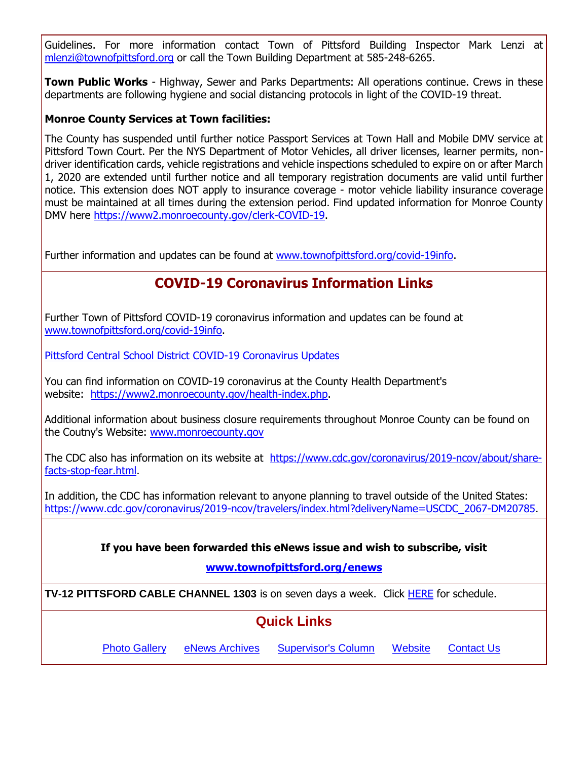Guidelines. For more information contact Town of Pittsford Building Inspector Mark Lenzi at mlenzi@townofpittsford.org or call the Town Building Department at 585-248-6265.

**Town Public Works** - Highway, Sewer and Parks Departments: All operations continue. Crews in these departments are following hygiene and social distancing protocols in light of the COVID-19 threat.

**Monroe County Services at Town facilities:**

The County has suspended until further notice Passport Services at Town Hall and Mobile DMV service at Pittsford Town Court. Per the NYS Department of Motor Vehicles, all driver licenses, learner permits, non-driver identification cards, vehicle registrations and vehicle inspections scheduled to expire on or after March 1, 2020 are extended until further notice and all temporary registration documents are valid until further notice. This extension does NOT apply to insurance coverage - motor vehicle liability insurance coverage must be maintained at all times during the extension period. Find updated information for Monroe County DMV here https://www2.monroecounty.gov/clerk-COVID-19.

Further information and updates can be found at www.townofpittsford.org/covid-19info.

## COVID-19 Coronavirus Information Links

Further Town of Pittsford COVID-19 coronavirus information and updates can be found at www.townofpittsford.org/covid-19info.

Pittsford Central School District COVID-19 Coronavirus Updates

You can find information on COVID-19 coronavirus at the County Health Department's website: https://www2.monroecounty.gov/health-index.php.

Additional information about business closure requirements throughout Monroe County can be found on the Coutny's Website: www.monroecounty.gov

The CDC also has information on its website at https://www.cdc.gov/coronavirus/2019-ncov/about/share-facts-stop-fear.html.

In addition, the CDC has information relevant to anyone planning to travel outside of the United States: https://www.cdc.gov/coronavirus/2019-ncov/travelers/index.html?deliveryName=USCDC_2067-DM20785.

**If you have been forwarded this eNews issue and wish to subscribe, visit**

**www.townofpittsford.org/enews**

**TV-12 PITTSFORD CABLE CHANNEL 1303** is on seven days a week. Click HERE for schedule.

## Quick Links

Photo Gallery | eNews Archives | Supervisor's Column | Website | Contact Us